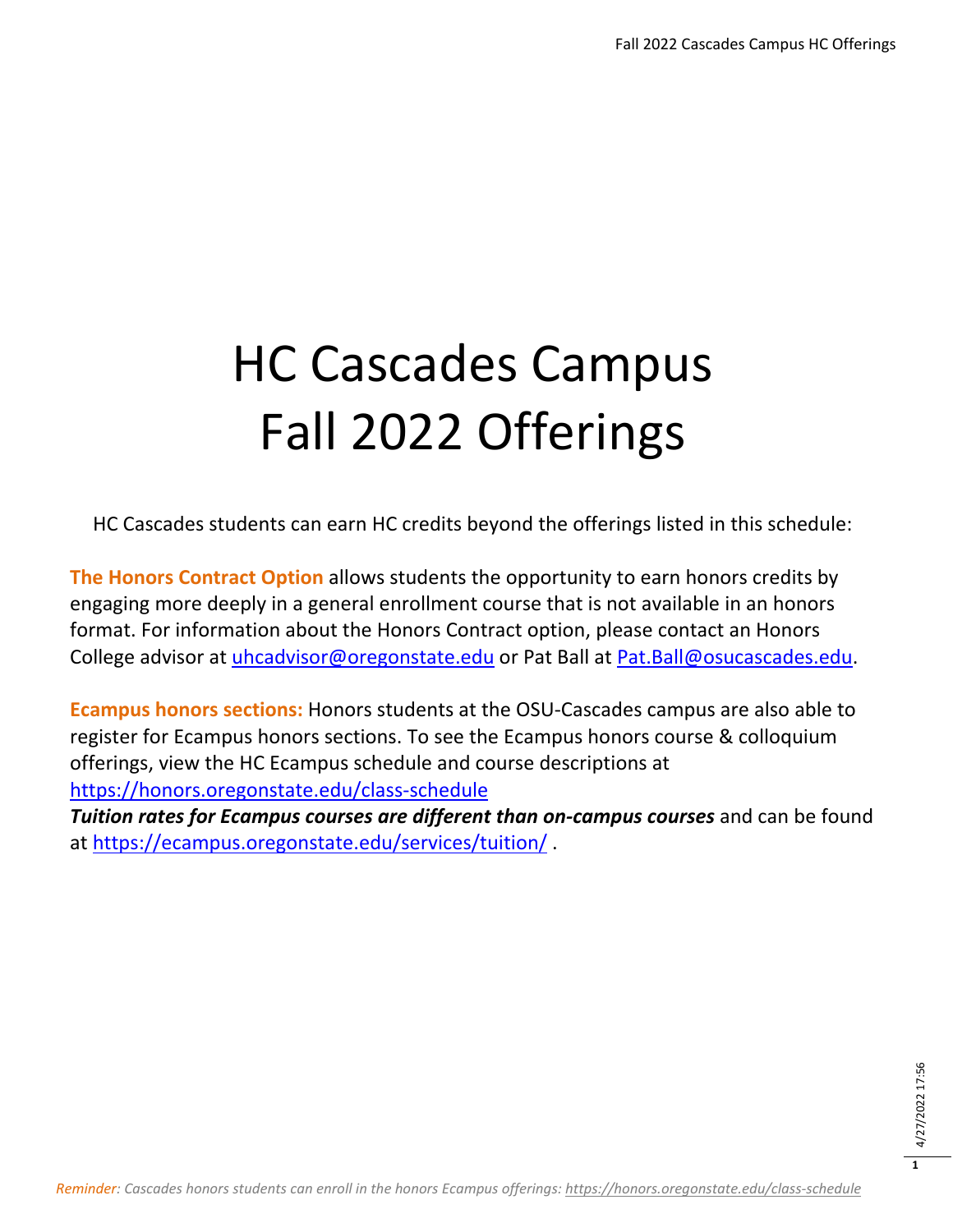# HC Cascades Campus Fall 2022 Offerings

HC Cascades students can earn HC credits beyond the offerings listed in this schedule:

**The Honors Contract Option** allows students the opportunity to earn honors credits by engaging more deeply in a general enrollment course that is not available in an honors format. For information about the Honors Contract option, please contact an Honors College advisor at uhcadvisor@oregonstate.edu or Pat Ball at Pat.Ball@osucascades.edu.

**Ecampus honors sections:** Honors students at the OSU-Cascades campus are also able to register for Ecampus honors sections. To see the Ecampus honors course & colloquium offerings, view the HC Ecampus schedule and course descriptions at https://honors.oregonstate.edu/class-schedule

***Tuition rates for Ecampus courses are different than on-campus courses*** and can be found at https://ecampus.oregonstate.edu/services/tuition/ .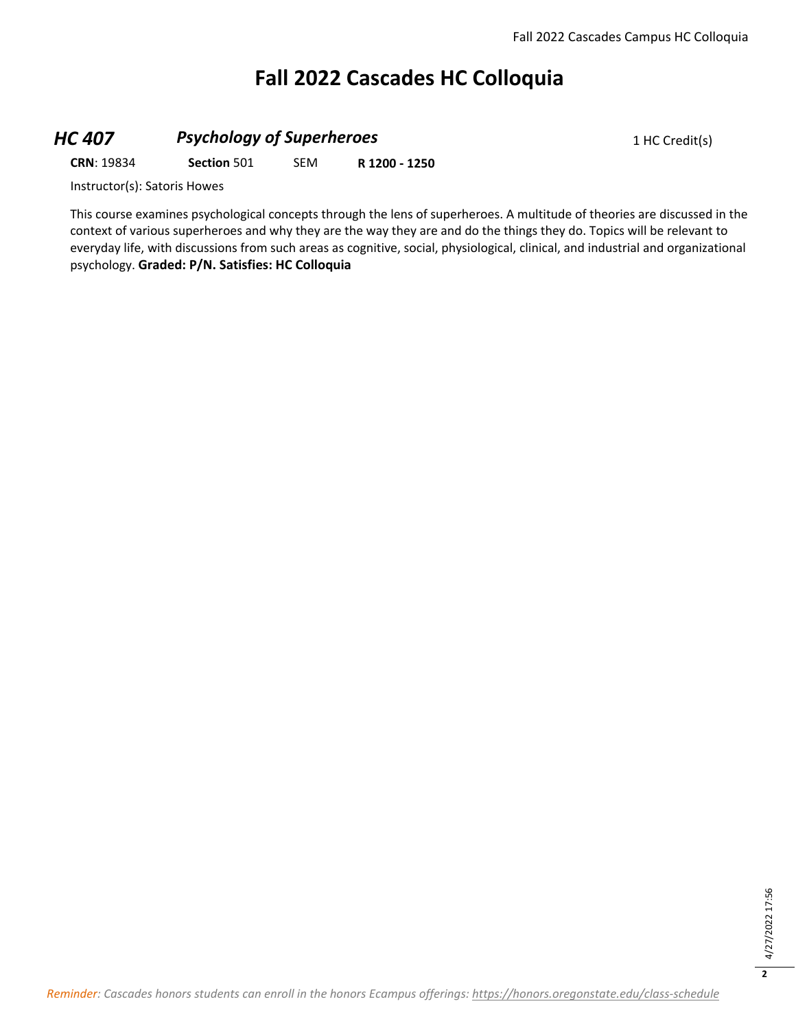# Fall 2022 Cascades HC Colloquia

## *HC 407* *Psychology of Superheroes*

1 HC Credit(s)

**CRN**: 19834 **Section** 501 SEM **R 1200 - 1250**

Instructor(s): Satoris Howes

This course examines psychological concepts through the lens of superheroes. A multitude of theories are discussed in the context of various superheroes and why they are the way they are and do the things they do. Topics will be relevant to everyday life, with discussions from such areas as cognitive, social, physiological, clinical, and industrial and organizational psychology. **Graded: P/N. Satisfies: HC Colloquia**

*Reminder: Cascades honors students can enroll in the honors Ecampus offerings: https://honors.oregonstate.edu/class-schedule*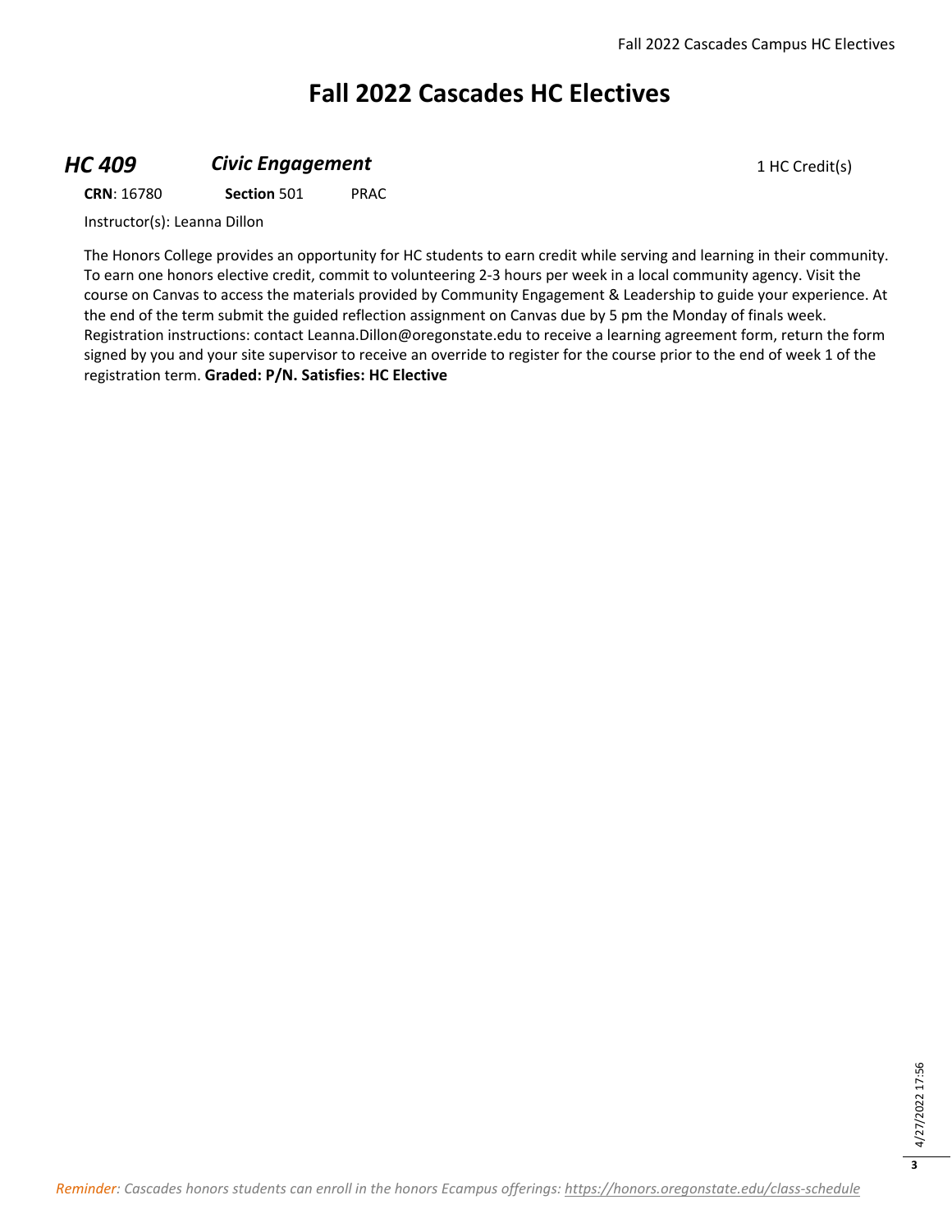# Fall 2022 Cascades HC Electives

### *HC 409* *Civic Engagement* 1 HC Credit(s)

**CRN**: 16780 **Section** 501 PRAC

Instructor(s): Leanna Dillon

The Honors College provides an opportunity for HC students to earn credit while serving and learning in their community. To earn one honors elective credit, commit to volunteering 2-3 hours per week in a local community agency. Visit the course on Canvas to access the materials provided by Community Engagement & Leadership to guide your experience. At the end of the term submit the guided reflection assignment on Canvas due by 5 pm the Monday of finals week. Registration instructions: contact Leanna.Dillon@oregonstate.edu to receive a learning agreement form, return the form signed by you and your site supervisor to receive an override to register for the course prior to the end of week 1 of the registration term. **Graded: P/N. Satisfies: HC Elective**

*Reminder: Cascades honors students can enroll in the honors Ecampus offerings: https://honors.oregonstate.edu/class-schedule*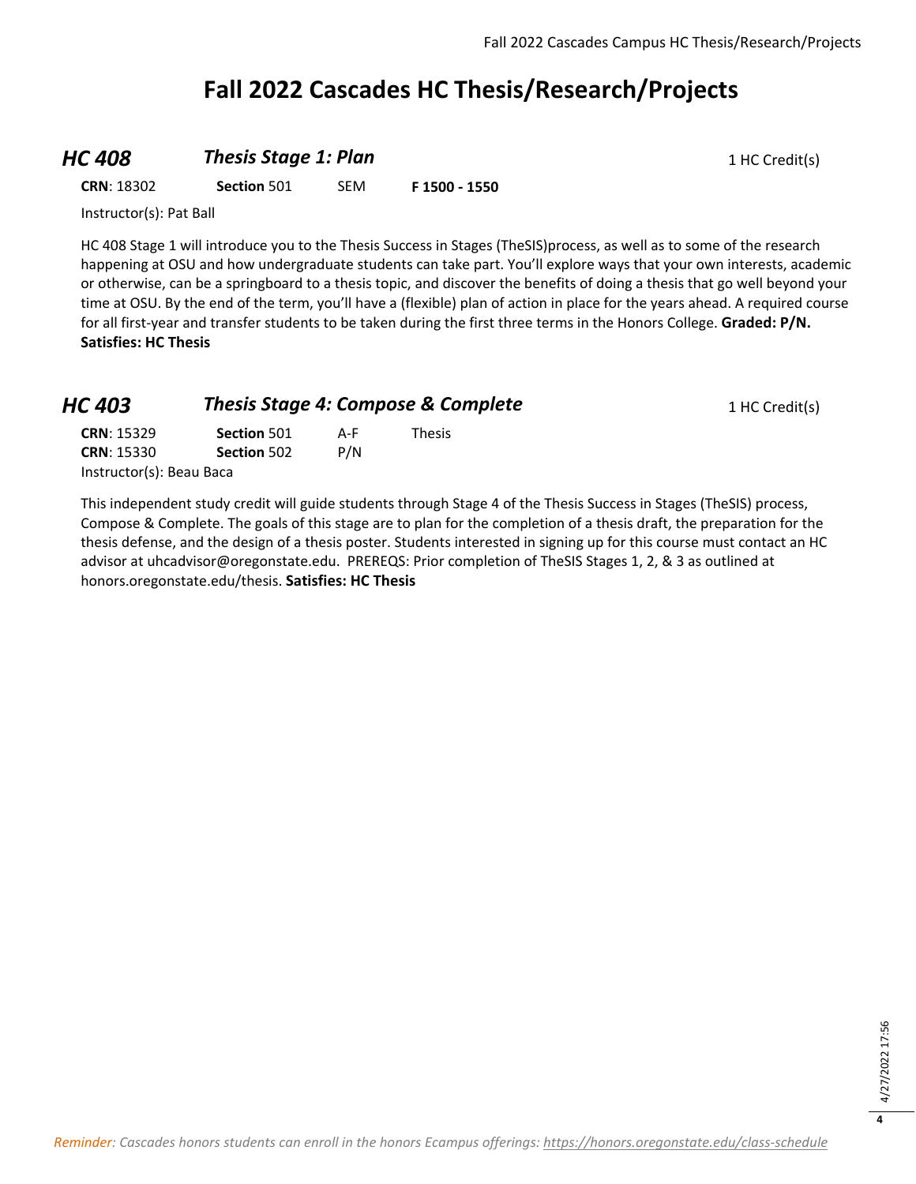# Fall 2022 Cascades HC Thesis/Research/Projects

## *HC 408* *Thesis Stage 1: Plan*

1 HC Credit(s)

| | | | |
|---|---|---|---|
| **CRN**: 18302 | **Section** 501 | SEM | **F 1500 - 1550** |

Instructor(s): Pat Ball

HC 408 Stage 1 will introduce you to the Thesis Success in Stages (TheSIS)process, as well as to some of the research happening at OSU and how undergraduate students can take part. You'll explore ways that your own interests, academic or otherwise, can be a springboard to a thesis topic, and discover the benefits of doing a thesis that go well beyond your time at OSU. By the end of the term, you'll have a (flexible) plan of action in place for the years ahead. A required course for all first-year and transfer students to be taken during the first three terms in the Honors College. **Graded: P/N. Satisfies: HC Thesis**

## *HC 403* *Thesis Stage 4: Compose & Complete*

1 HC Credit(s)

| | | | |
|---|---|---|---|
| **CRN**: 15329 | **Section** 501 | A-F | Thesis |
| **CRN**: 15330 | **Section** 502 | P/N | |

Instructor(s): Beau Baca

This independent study credit will guide students through Stage 4 of the Thesis Success in Stages (TheSIS) process, Compose & Complete. The goals of this stage are to plan for the completion of a thesis draft, the preparation for the thesis defense, and the design of a thesis poster. Students interested in signing up for this course must contact an HC advisor at uhcadvisor@oregonstate.edu. PREREQS: Prior completion of TheSIS Stages 1, 2, & 3 as outlined at honors.oregonstate.edu/thesis. **Satisfies: HC Thesis**

*Reminder: Cascades honors students can enroll in the honors Ecampus offerings: https://honors.oregonstate.edu/class-schedule*